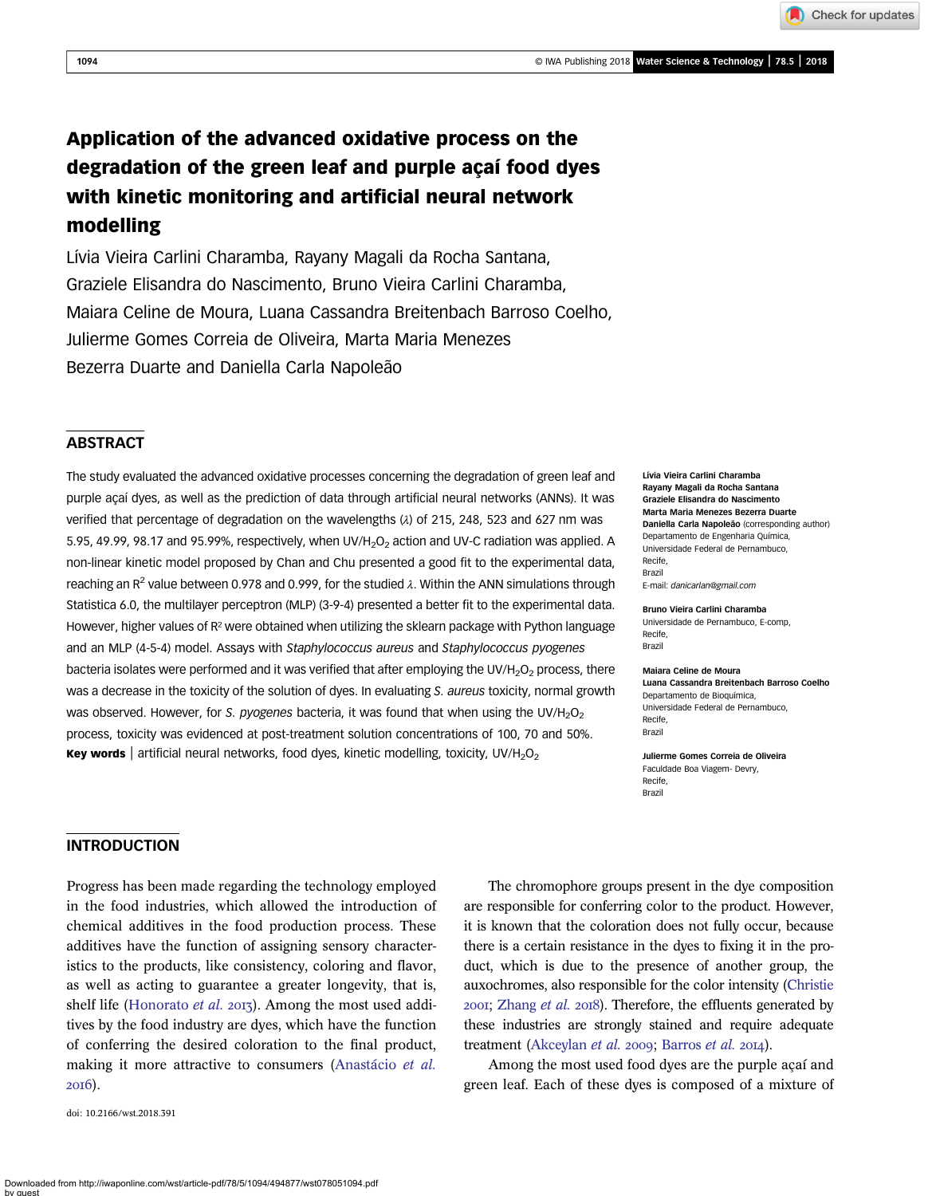# Application of the advanced oxidative process on the degradation of the green leaf and purple açaí food dyes with kinetic monitoring and artificial neural network modelling

Lívia Vieira Carlini Charamba, Rayany Magali da Rocha Santana, Graziele Elisandra do Nascimento, Bruno Vieira Carlini Charamba, Maiara Celine de Moura, Luana Cassandra Breitenbach Barroso Coelho, Julierme Gomes Correia de Oliveira, Marta Maria Menezes Bezerra Duarte and Daniella Carla Napoleão

## ABSTRACT

The study evaluated the advanced oxidative processes concerning the degradation of green leaf and purple açaí dyes, as well as the prediction of data through artificial neural networks (ANNs). It was verified that percentage of degradation on the wavelengths ($\lambda$) of 215, 248, 523 and 627 nm was 5.95, 49.99, 98.17 and 95.99%, respectively, when UV/$H_2O_2$ action and UV-C radiation was applied. A non-linear kinetic model proposed by Chan and Chu presented a good fit to the experimental data, reaching an $R^2$ value between 0.978 and 0.999, for the studied $\lambda$. Within the ANN simulations through Statistica 6.0, the multilayer perceptron (MLP) (3-9-4) presented a better fit to the experimental data. However, higher values of $R^2$ were obtained when utilizing the sklearn package with Python language and an MLP (4-5-4) model. Assays with *Staphylococcus aureus* and *Staphylococcus pyogenes* bacteria isolates were performed and it was verified that after employing the UV/$H_2O_2$ process, there was a decrease in the toxicity of the solution of dyes. In evaluating *S. aureus* toxicity, normal growth was observed. However, for *S. pyogenes* bacteria, it was found that when using the UV/$H_2O_2$ process, toxicity was evidenced at post-treatment solution concentrations of 100, 70 and 50%.

**Key words** | artificial neural networks, food dyes, kinetic modelling, toxicity, UV/$H_2O_2$

**Lívia Vieira Carlini Charamba**
**Rayany Magali da Rocha Santana**
**Graziele Elisandra do Nascimento**
**Marta Maria Menezes Bezerra Duarte**
**Daniella Carla Napoleão** (corresponding author)
Departamento de Engenharia Química,
Universidade Federal de Pernambuco,
Recife,
Brazil
E-mail: *danicarlan@gmail.com*

**Bruno Vieira Carlini Charamba**
Universidade de Pernambuco, E-comp,
Recife,
Brazil

**Maiara Celine de Moura**
**Luana Cassandra Breitenbach Barroso Coelho**
Departamento de Bioquímica,
Universidade Federal de Pernambuco,
Recife,
Brazil

**Julierme Gomes Correia de Oliveira**
Faculdade Boa Viagem- Devry,
Recife,
Brazil

## INTRODUCTION

Progress has been made regarding the technology employed in the food industries, which allowed the introduction of chemical additives in the food production process. These additives have the function of assigning sensory characteristics to the products, like consistency, coloring and flavor, as well as acting to guarantee a greater longevity, that is, shelf life (Honorato *et al.* 2013). Among the most used additives by the food industry are dyes, which have the function of conferring the desired coloration to the final product, making it more attractive to consumers (Anastácio *et al.* 2016).

The chromophore groups present in the dye composition are responsible for conferring color to the product. However, it is known that the coloration does not fully occur, because there is a certain resistance in the dyes to fixing it in the product, which is due to the presence of another group, the auxochromes, also responsible for the color intensity (Christie 2001; Zhang *et al.* 2018). Therefore, the effluents generated by these industries are strongly stained and require adequate treatment (Akceylan *et al.* 2009; Barros *et al.* 2014).

Among the most used food dyes are the purple açaí and green leaf. Each of these dyes is composed of a mixture of

doi: 10.2166/wst.2018.391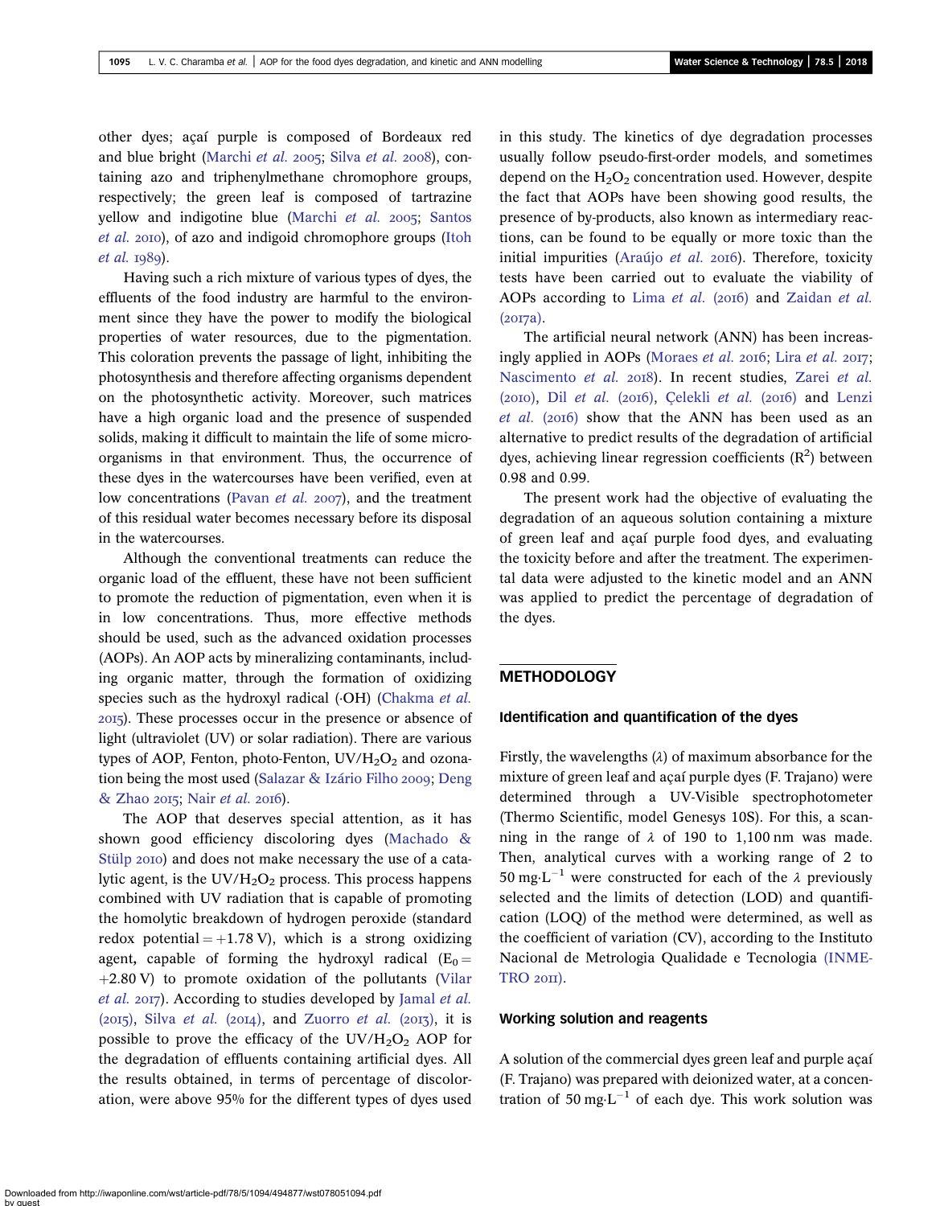other dyes; açaí purple is composed of Bordeaux red and blue bright (Marchi *et al.* 2005; Silva *et al.* 2008), containing azo and triphenylmethane chromophore groups, respectively; the green leaf is composed of tartrazine yellow and indigotine blue (Marchi *et al.* 2005; Santos *et al.* 2010), of azo and indigoid chromophore groups (Itoh *et al.* 1989).

Having such a rich mixture of various types of dyes, the effluents of the food industry are harmful to the environment since they have the power to modify the biological properties of water resources, due to the pigmentation. This coloration prevents the passage of light, inhibiting the photosynthesis and therefore affecting organisms dependent on the photosynthetic activity. Moreover, such matrices have a high organic load and the presence of suspended solids, making it difficult to maintain the life of some microorganisms in that environment. Thus, the occurrence of these dyes in the watercourses have been verified, even at low concentrations (Pavan *et al.* 2007), and the treatment of this residual water becomes necessary before its disposal in the watercourses.

Although the conventional treatments can reduce the organic load of the effluent, these have not been sufficient to promote the reduction of pigmentation, even when it is in low concentrations. Thus, more effective methods should be used, such as the advanced oxidation processes (AOPs). An AOP acts by mineralizing contaminants, including organic matter, through the formation of oxidizing species such as the hydroxyl radical (·OH) (Chakma *et al.* 2015). These processes occur in the presence or absence of light (ultraviolet (UV) or solar radiation). There are various types of AOP, Fenton, photo-Fenton, UV/$H_2O_2$ and ozonation being the most used (Salazar & Izário Filho 2009; Deng & Zhao 2015; Nair *et al.* 2016).

The AOP that deserves special attention, as it has shown good efficiency discoloring dyes (Machado & Stülp 2010) and does not make necessary the use of a catalytic agent, is the UV/$H_2O_2$ process. This process happens combined with UV radiation that is capable of promoting the homolytic breakdown of hydrogen peroxide (standard redox potential = +1.78 V), which is a strong oxidizing agent, capable of forming the hydroxyl radical ($E_0$ = +2.80 V) to promote oxidation of the pollutants (Vilar *et al.* 2017). According to studies developed by Jamal *et al.* (2015), Silva *et al.* (2014), and Zuorro *et al.* (2013), it is possible to prove the efficacy of the UV/$H_2O_2$ AOP for the degradation of effluents containing artificial dyes. All the results obtained, in terms of percentage of discoloration, were above 95% for the different types of dyes used in this study. The kinetics of dye degradation processes usually follow pseudo-first-order models, and sometimes depend on the $H_2O_2$ concentration used. However, despite the fact that AOPs have been showing good results, the presence of by-products, also known as intermediary reactions, can be found to be equally or more toxic than the initial impurities (Araújo *et al.* 2016). Therefore, toxicity tests have been carried out to evaluate the viability of AOPs according to Lima *et al.* (2016) and Zaidan *et al.* (2017a).

The artificial neural network (ANN) has been increasingly applied in AOPs (Moraes *et al.* 2016; Lira *et al.* 2017; Nascimento *et al.* 2018). In recent studies, Zarei *et al.* (2010), Dil *et al.* (2016), Çelekli *et al.* (2016) and Lenzi *et al.* (2016) show that the ANN has been used as an alternative to predict results of the degradation of artificial dyes, achieving linear regression coefficients ($R^2$) between 0.98 and 0.99.

The present work had the objective of evaluating the degradation of an aqueous solution containing a mixture of green leaf and açaí purple food dyes, and evaluating the toxicity before and after the treatment. The experimental data were adjusted to the kinetic model and an ANN was applied to predict the percentage of degradation of the dyes.

## METHODOLOGY

### Identification and quantification of the dyes

Firstly, the wavelengths ($\lambda$) of maximum absorbance for the mixture of green leaf and açaí purple dyes (F. Trajano) were determined through a UV-Visible spectrophotometer (Thermo Scientific, model Genesys 10S). For this, a scanning in the range of $\lambda$ of 190 to 1,100 nm was made. Then, analytical curves with a working range of 2 to 50 $mg \cdot L^{-1}$ were constructed for each of the $\lambda$ previously selected and the limits of detection (LOD) and quantification (LOQ) of the method were determined, as well as the coefficient of variation (CV), according to the Instituto Nacional de Metrologia Qualidade e Tecnologia (INMETRO 2011).

### Working solution and reagents

A solution of the commercial dyes green leaf and purple açaí (F. Trajano) was prepared with deionized water, at a concentration of 50 $mg \cdot L^{-1}$ of each dye. This work solution was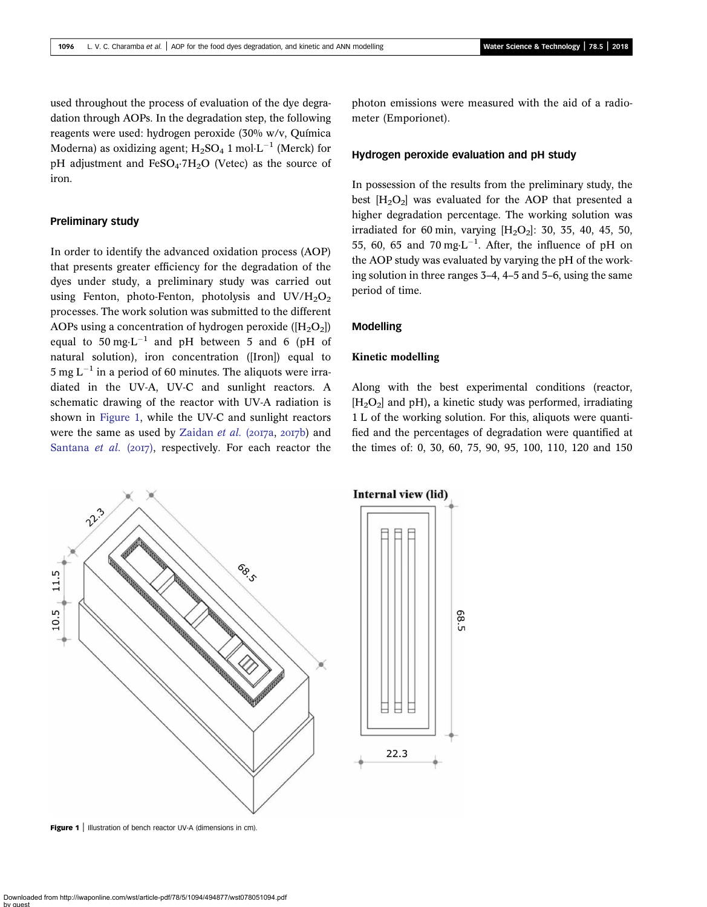used throughout the process of evaluation of the dye degradation through AOPs. In the degradation step, the following reagents were used: hydrogen peroxide (30% w/v, Química Moderna) as oxidizing agent; $H_2SO_4$ 1 mol·L$^{-1}$ (Merck) for pH adjustment and $FeSO_4{\cdot}7H_2O$ (Vetec) as the source of iron.

### Preliminary study

In order to identify the advanced oxidation process (AOP) that presents greater efficiency for the degradation of the dyes under study, a preliminary study was carried out using Fenton, photo-Fenton, photolysis and UV/$H_2O_2$ processes. The work solution was submitted to the different AOPs using a concentration of hydrogen peroxide ([$H_2O_2$]) equal to 50 mg·L$^{-1}$ and pH between 5 and 6 (pH of natural solution), iron concentration ([Iron]) equal to 5 mg L$^{-1}$ in a period of 60 minutes. The aliquots were irradiated in the UV-A, UV-C and sunlight reactors. A schematic drawing of the reactor with UV-A radiation is shown in Figure 1, while the UV-C and sunlight reactors were the same as used by Zaidan *et al.* (2017a, 2017b) and Santana *et al.* (2017), respectively. For each reactor the photon emissions were measured with the aid of a radiometer (Emporionet).

### Hydrogen peroxide evaluation and pH study

In possession of the results from the preliminary study, the best [$H_2O_2$] was evaluated for the AOP that presented a higher degradation percentage. The working solution was irradiated for 60 min, varying [$H_2O_2$]: 30, 35, 40, 45, 50, 55, 60, 65 and 70 mg·L$^{-1}$. After, the influence of pH on the AOP study was evaluated by varying the pH of the working solution in three ranges 3–4, 4–5 and 5–6, using the same period of time.

### Modelling

#### Kinetic modelling

Along with the best experimental conditions (reactor, [$H_2O_2$] and pH), a kinetic study was performed, irradiating 1 L of the working solution. For this, aliquots were quantified and the percentages of degradation were quantified at the times of: 0, 30, 60, 75, 90, 95, 100, 110, 120 and 150

**Figure 1** | Illustration of bench reactor UV-A (dimensions in cm).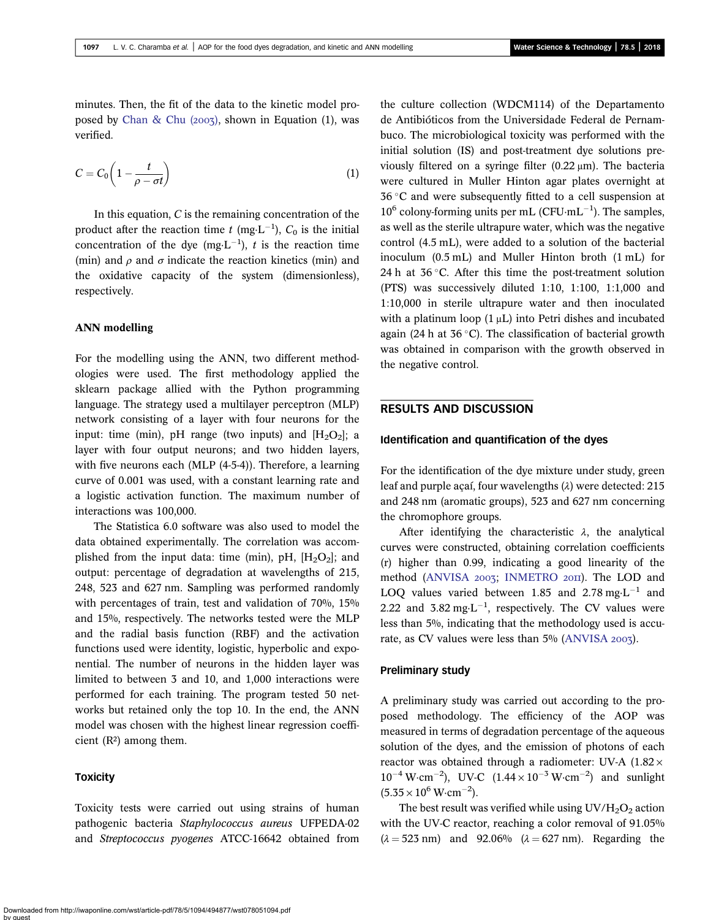minutes. Then, the fit of the data to the kinetic model proposed by Chan & Chu (2003), shown in Equation (1), was verified.

$$C = C_0\left(1 - \frac{t}{\rho - \sigma t}\right) \quad (1)$$

In this equation, $C$ is the remaining concentration of the product after the reaction time $t$ ($mg{\cdot}L^{-1}$), $C_0$ is the initial concentration of the dye ($mg{\cdot}L^{-1}$), $t$ is the reaction time (min) and $\rho$ and $\sigma$ indicate the reaction kinetics (min) and the oxidative capacity of the system (dimensionless), respectively.

### ANN modelling

For the modelling using the ANN, two different methodologies were used. The first methodology applied the sklearn package allied with the Python programming language. The strategy used a multilayer perceptron (MLP) network consisting of a layer with four neurons for the input: time (min), pH range (two inputs) and $[H_2O_2]$; a layer with four output neurons; and two hidden layers, with five neurons each (MLP (4-5-4)). Therefore, a learning curve of 0.001 was used, with a constant learning rate and a logistic activation function. The maximum number of interactions was 100,000.

The Statistica 6.0 software was also used to model the data obtained experimentally. The correlation was accomplished from the input data: time (min), pH, $[H_2O_2]$; and output: percentage of degradation at wavelengths of 215, 248, 523 and 627 nm. Sampling was performed randomly with percentages of train, test and validation of 70%, 15% and 15%, respectively. The networks tested were the MLP and the radial basis function (RBF) and the activation functions used were identity, logistic, hyperbolic and exponential. The number of neurons in the hidden layer was limited to between 3 and 10, and 1,000 interactions were performed for each training. The program tested 50 networks but retained only the top 10. In the end, the ANN model was chosen with the highest linear regression coefficient ($R^2$) among them.

### Toxicity

Toxicity tests were carried out using strains of human pathogenic bacteria *Staphylococcus aureus* UFPEDA-02 and *Streptococcus pyogenes* ATCC-16642 obtained from the culture collection (WDCM114) of the Departamento de Antibióticos from the Universidade Federal de Pernambuco. The microbiological toxicity was performed with the initial solution (IS) and post-treatment dye solutions previously filtered on a syringe filter (0.22 μm). The bacteria were cultured in Muller Hinton agar plates overnight at 36 °C and were subsequently fitted to a cell suspension at $10^6$ colony-forming units per mL ($CFU{\cdot}mL^{-1}$). The samples, as well as the sterile ultrapure water, which was the negative control (4.5 mL), were added to a solution of the bacterial inoculum (0.5 mL) and Muller Hinton broth (1 mL) for 24 h at 36 °C. After this time the post-treatment solution (PTS) was successively diluted 1:10, 1:100, 1:1,000 and 1:10,000 in sterile ultrapure water and then inoculated with a platinum loop (1 μL) into Petri dishes and incubated again (24 h at 36 °C). The classification of bacterial growth was obtained in comparison with the growth observed in the negative control.

## RESULTS AND DISCUSSION

### Identification and quantification of the dyes

For the identification of the dye mixture under study, green leaf and purple açaí, four wavelengths ($\lambda$) were detected: 215 and 248 nm (aromatic groups), 523 and 627 nm concerning the chromophore groups.

After identifying the characteristic $\lambda$, the analytical curves were constructed, obtaining correlation coefficients (r) higher than 0.99, indicating a good linearity of the method (ANVISA 2003; INMETRO 2011). The LOD and LOQ values varied between 1.85 and 2.78 $mg{\cdot}L^{-1}$ and 2.22 and 3.82 $mg{\cdot}L^{-1}$, respectively. The CV values were less than 5%, indicating that the methodology used is accurate, as CV values were less than 5% (ANVISA 2003).

### Preliminary study

A preliminary study was carried out according to the proposed methodology. The efficiency of the AOP was measured in terms of degradation percentage of the aqueous solution of the dyes, and the emission of photons of each reactor was obtained through a radiometer: UV-A ($1.82 \times 10^{-4}\ W{\cdot}cm^{-2}$), UV-C ($1.44 \times 10^{-3}\ W{\cdot}cm^{-2}$) and sunlight ($5.35 \times 10^{6}\ W{\cdot}cm^{-2}$).

The best result was verified while using $UV/H_2O_2$ action with the UV-C reactor, reaching a color removal of 91.05% ($\lambda = 523$ nm) and 92.06% ($\lambda = 627$ nm). Regarding the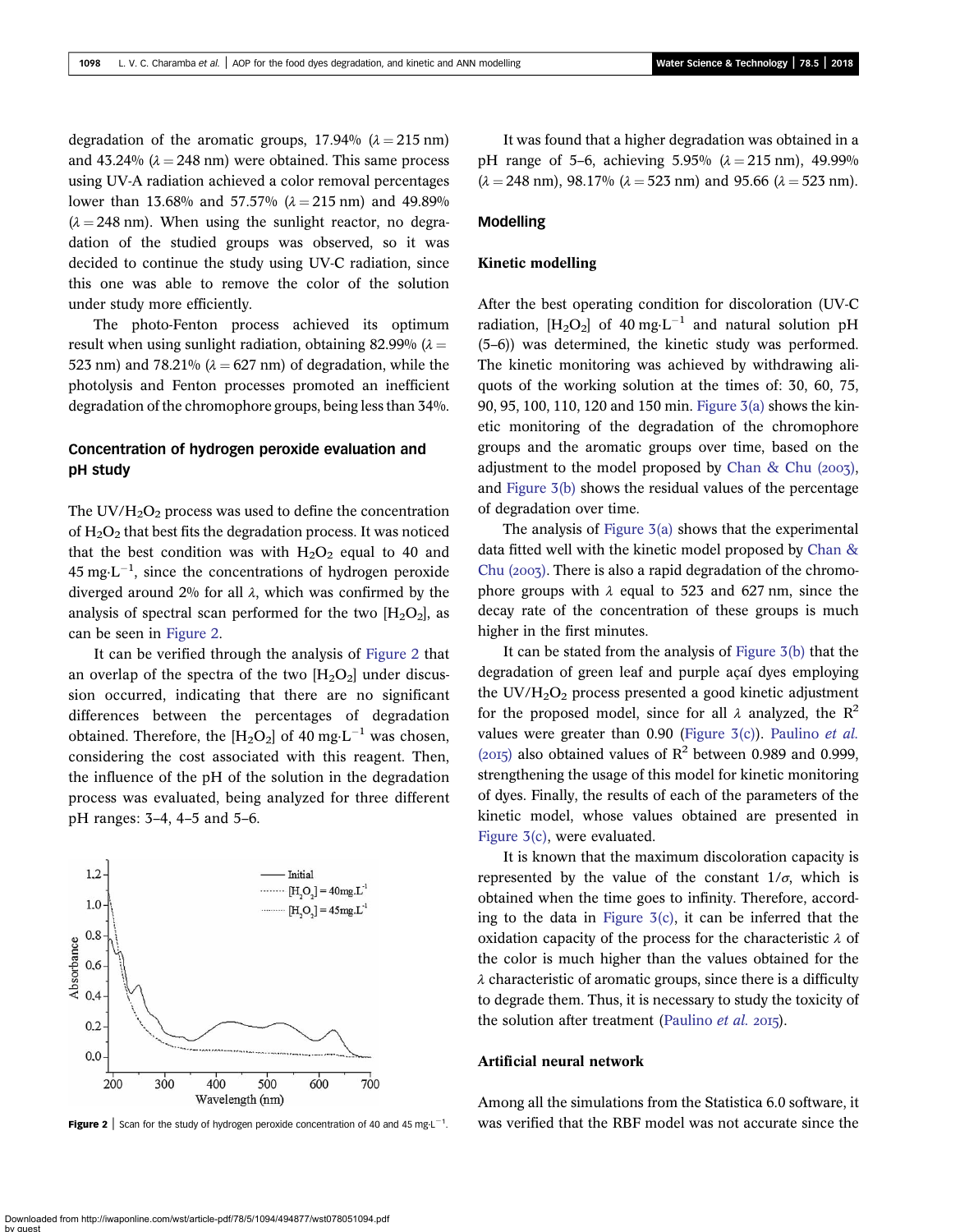degradation of the aromatic groups, 17.94% ($\lambda = 215$ nm) and 43.24% ($\lambda = 248$ nm) were obtained. This same process using UV-A radiation achieved a color removal percentages lower than 13.68% and 57.57% ($\lambda = 215$ nm) and 49.89% ($\lambda = 248$ nm). When using the sunlight reactor, no degradation of the studied groups was observed, so it was decided to continue the study using UV-C radiation, since this one was able to remove the color of the solution under study more efficiently.

The photo-Fenton process achieved its optimum result when using sunlight radiation, obtaining 82.99% ($\lambda =$ 523 nm) and 78.21% ($\lambda = 627$ nm) of degradation, while the photolysis and Fenton processes promoted an inefficient degradation of the chromophore groups, being less than 34%.

## Concentration of hydrogen peroxide evaluation and pH study

The UV/$H_2O_2$ process was used to define the concentration of $H_2O_2$ that best fits the degradation process. It was noticed that the best condition was with $H_2O_2$ equal to 40 and 45 mg·L$^{-1}$, since the concentrations of hydrogen peroxide diverged around 2% for all $\lambda$, which was confirmed by the analysis of spectral scan performed for the two [$H_2O_2$], as can be seen in Figure 2.

It can be verified through the analysis of Figure 2 that an overlap of the spectra of the two [$H_2O_2$] under discussion occurred, indicating that there are no significant differences between the percentages of degradation obtained. Therefore, the [$H_2O_2$] of 40 mg·L$^{-1}$ was chosen, considering the cost associated with this reagent. Then, the influence of the pH of the solution in the degradation process was evaluated, being analyzed for three different pH ranges: 3–4, 4–5 and 5–6.

**Figure 2** | Scan for the study of hydrogen peroxide concentration of 40 and 45 mg·L$^{-1}$.

It was found that a higher degradation was obtained in a pH range of 5–6, achieving 5.95% ($\lambda = 215$ nm), 49.99% ($\lambda = 248$ nm), 98.17% ($\lambda = 523$ nm) and 95.66 ($\lambda = 523$ nm).

## Modelling

### Kinetic modelling

After the best operating condition for discoloration (UV-C radiation, [$H_2O_2$] of 40 mg·L$^{-1}$ and natural solution pH (5–6)) was determined, the kinetic study was performed. The kinetic monitoring was achieved by withdrawing aliquots of the working solution at the times of: 30, 60, 75, 90, 95, 100, 110, 120 and 150 min. Figure 3(a) shows the kinetic monitoring of the degradation of the chromophore groups and the aromatic groups over time, based on the adjustment to the model proposed by Chan & Chu (2003), and Figure 3(b) shows the residual values of the percentage of degradation over time.

The analysis of Figure 3(a) shows that the experimental data fitted well with the kinetic model proposed by Chan & Chu (2003). There is also a rapid degradation of the chromophore groups with $\lambda$ equal to 523 and 627 nm, since the decay rate of the concentration of these groups is much higher in the first minutes.

It can be stated from the analysis of Figure 3(b) that the degradation of green leaf and purple açaí dyes employing the UV/$H_2O_2$ process presented a good kinetic adjustment for the proposed model, since for all $\lambda$ analyzed, the $R^2$ values were greater than 0.90 (Figure 3(c)). Paulino *et al.* (2015) also obtained values of $R^2$ between 0.989 and 0.999, strengthening the usage of this model for kinetic monitoring of dyes. Finally, the results of each of the parameters of the kinetic model, whose values obtained are presented in Figure 3(c), were evaluated.

It is known that the maximum discoloration capacity is represented by the value of the constant $1/\sigma$, which is obtained when the time goes to infinity. Therefore, according to the data in Figure 3(c), it can be inferred that the oxidation capacity of the process for the characteristic $\lambda$ of the color is much higher than the values obtained for the $\lambda$ characteristic of aromatic groups, since there is a difficulty to degrade them. Thus, it is necessary to study the toxicity of the solution after treatment (Paulino *et al.* 2015).

### Artificial neural network

Among all the simulations from the Statistica 6.0 software, it was verified that the RBF model was not accurate since the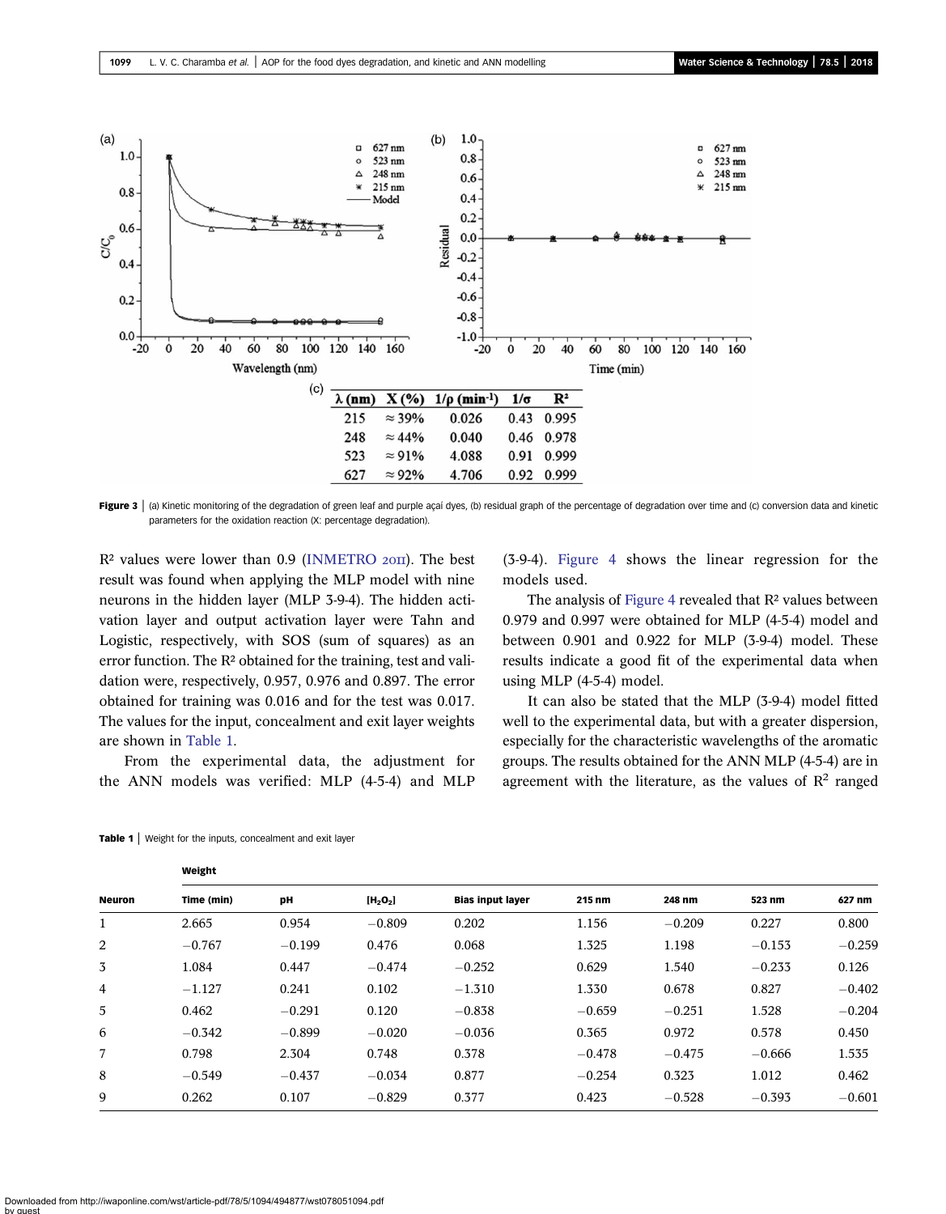| λ (nm) | X (%) | 1/ρ (min⁻¹) | 1/σ | $R^2$ |
|---|---|---|---|---|
| 215 | ≈39% | 0.026 | 0.43 | 0.995 |
| 248 | ≈44% | 0.040 | 0.46 | 0.978 |
| 523 | ≈91% | 4.088 | 0.91 | 0.999 |
| 627 | ≈92% | 4.706 | 0.92 | 0.999 |

**Figure 3** | (a) Kinetic monitoring of the degradation of green leaf and purple açaí dyes, (b) residual graph of the percentage of degradation over time and (c) conversion data and kinetic parameters for the oxidation reaction (X: percentage degradation).

$R^2$ values were lower than 0.9 (INMETRO 2011). The best result was found when applying the MLP model with nine neurons in the hidden layer (MLP 3-9-4). The hidden activation layer and output activation layer were Tahn and Logistic, respectively, with SOS (sum of squares) as an error function. The $R^2$ obtained for the training, test and validation were, respectively, 0.957, 0.976 and 0.897. The error obtained for training was 0.016 and for the test was 0.017. The values for the input, concealment and exit layer weights are shown in Table 1.

From the experimental data, the adjustment for the ANN models was verified: MLP (4-5-4) and MLP (3-9-4). Figure 4 shows the linear regression for the models used.

The analysis of Figure 4 revealed that $R^2$ values between 0.979 and 0.997 were obtained for MLP (4-5-4) model and between 0.901 and 0.922 for MLP (3-9-4) model. These results indicate a good fit of the experimental data when using MLP (4-5-4) model.

It can also be stated that the MLP (3-9-4) model fitted well to the experimental data, but with a greater dispersion, especially for the characteristic wavelengths of the aromatic groups. The results obtained for the ANN MLP (4-5-4) are in agreement with the literature, as the values of $R^2$ ranged

**Table 1** | Weight for the inputs, concealment and exit layer

| | Weight | | | | | | | |
|---|---|---|---|---|---|---|---|---|
| **Neuron** | **Time (min)** | **pH** | **[$H_2O_2$]** | **Bias input layer** | **215 nm** | **248 nm** | **523 nm** | **627 nm** |
| 1 | 2.665 | 0.954 | −0.809 | 0.202 | 1.156 | −0.209 | 0.227 | 0.800 |
| 2 | −0.767 | −0.199 | 0.476 | 0.068 | 1.325 | 1.198 | −0.153 | −0.259 |
| 3 | 1.084 | 0.447 | −0.474 | −0.252 | 0.629 | 1.540 | −0.233 | 0.126 |
| 4 | −1.127 | 0.241 | 0.102 | −1.310 | 1.330 | 0.678 | 0.827 | −0.402 |
| 5 | 0.462 | −0.291 | 0.120 | −0.838 | −0.659 | −0.251 | 1.528 | −0.204 |
| 6 | −0.342 | −0.899 | −0.020 | −0.036 | 0.365 | 0.972 | 0.578 | 0.450 |
| 7 | 0.798 | 2.304 | 0.748 | 0.378 | −0.478 | −0.475 | −0.666 | 1.535 |
| 8 | −0.549 | −0.437 | −0.034 | 0.877 | −0.254 | 0.323 | 1.012 | 0.462 |
| 9 | 0.262 | 0.107 | −0.829 | 0.377 | 0.423 | −0.528 | −0.393 | −0.601 |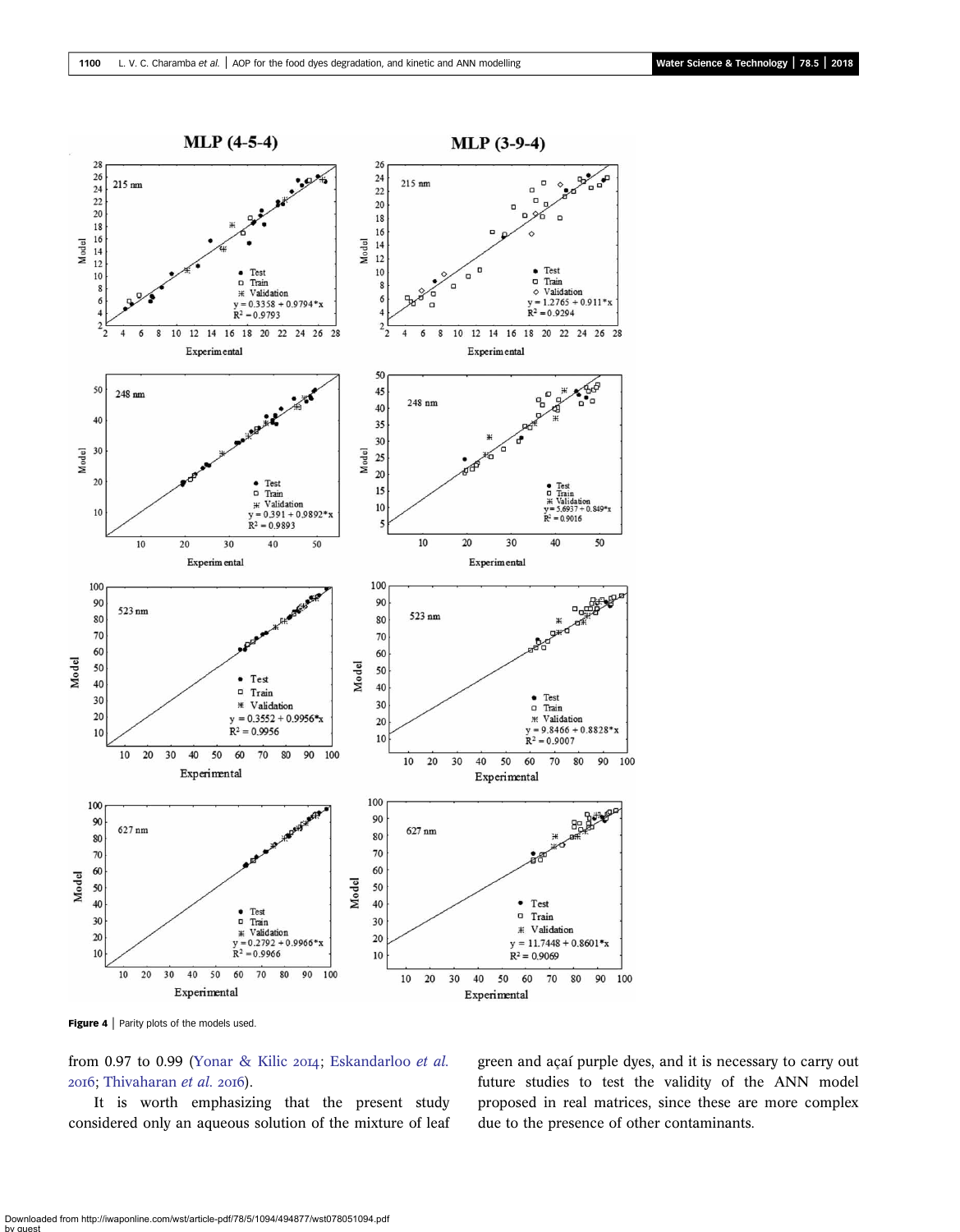Figure 4 | Parity plots of the models used.

from 0.97 to 0.99 (Yonar & Kilic 2014; Eskandarloo *et al.* 2016; Thivaharan *et al.* 2016).

It is worth emphasizing that the present study considered only an aqueous solution of the mixture of leaf green and açaí purple dyes, and it is necessary to carry out future studies to test the validity of the ANN model proposed in real matrices, since these are more complex due to the presence of other contaminants.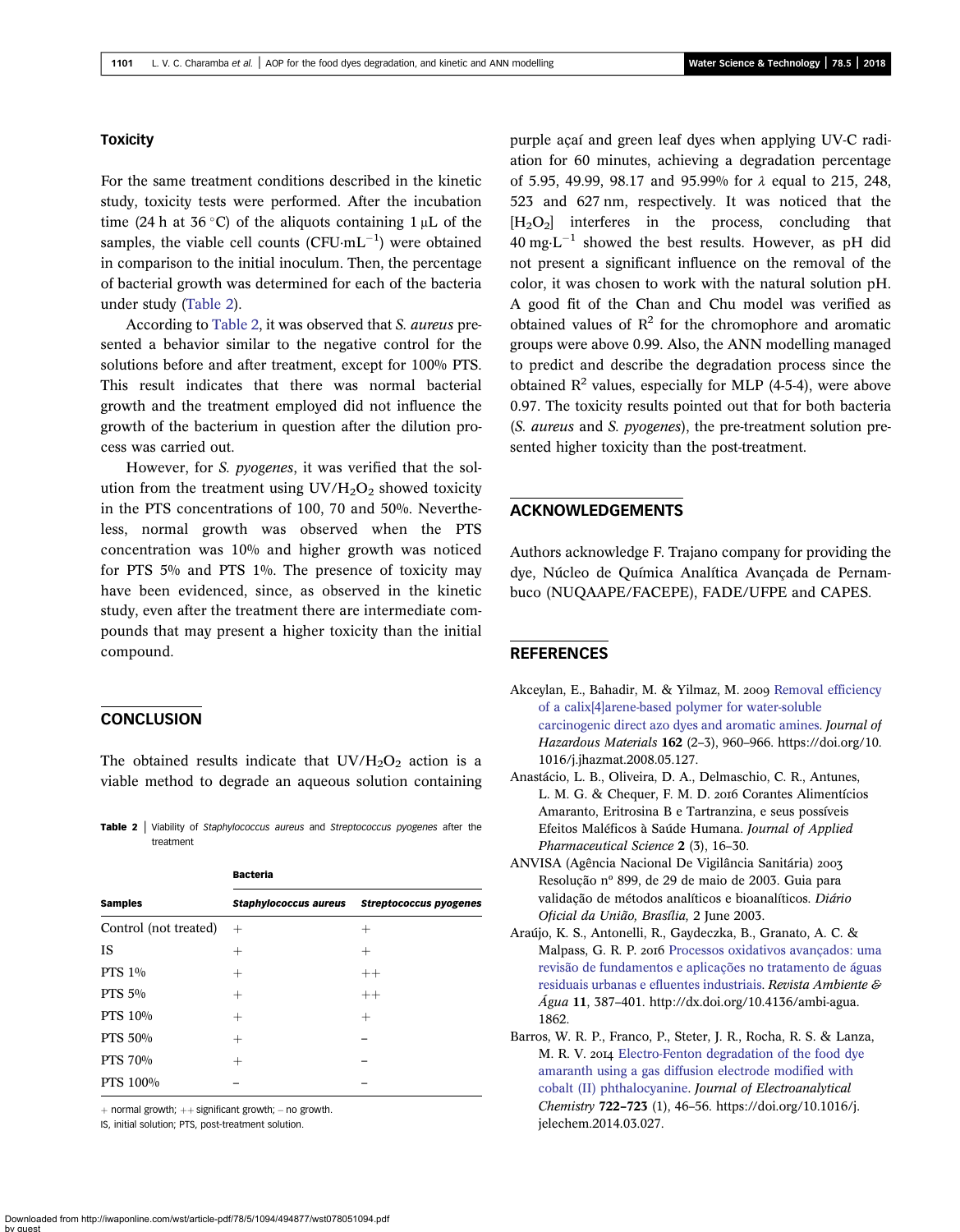### Toxicity

For the same treatment conditions described in the kinetic study, toxicity tests were performed. After the incubation time (24 h at 36 °C) of the aliquots containing 1 μL of the samples, the viable cell counts ($CFU{\cdot}mL^{-1}$) were obtained in comparison to the initial inoculum. Then, the percentage of bacterial growth was determined for each of the bacteria under study (Table 2).

According to Table 2, it was observed that *S. aureus* presented a behavior similar to the negative control for the solutions before and after treatment, except for 100% PTS. This result indicates that there was normal bacterial growth and the treatment employed did not influence the growth of the bacterium in question after the dilution process was carried out.

However, for *S. pyogenes*, it was verified that the solution from the treatment using $UV/H_2O_2$ showed toxicity in the PTS concentrations of 100, 70 and 50%. Nevertheless, normal growth was observed when the PTS concentration was 10% and higher growth was noticed for PTS 5% and PTS 1%. The presence of toxicity may have been evidenced, since, as observed in the kinetic study, even after the treatment there are intermediate compounds that may present a higher toxicity than the initial compound.

## CONCLUSION

The obtained results indicate that $UV/H_2O_2$ action is a viable method to degrade an aqueous solution containing purple açaí and green leaf dyes when applying UV-C radiation for 60 minutes, achieving a degradation percentage of 5.95, 49.99, 98.17 and 95.99% for λ equal to 215, 248, 523 and 627 nm, respectively. It was noticed that the $[H_2O_2]$ interferes in the process, concluding that 40 $mg{\cdot}L^{-1}$ showed the best results. However, as pH did not present a significant influence on the removal of the color, it was chosen to work with the natural solution pH. A good fit of the Chan and Chu model was verified as obtained values of $R^2$ for the chromophore and aromatic groups were above 0.99. Also, the ANN modelling managed to predict and describe the degradation process since the obtained $R^2$ values, especially for MLP (4-5-4), were above 0.97. The toxicity results pointed out that for both bacteria (*S. aureus* and *S. pyogenes*), the pre-treatment solution presented higher toxicity than the post-treatment.

**Table 2** | Viability of *Staphylococcus aureus* and *Streptococcus pyogenes* after the treatment

| Samples | Bacteria | |
|---|---|---|
| | *Staphylococcus aureus* | *Streptococcus pyogenes* |
| Control (not treated) | + | + |
| IS | + | + |
| PTS 1% | + | ++ |
| PTS 5% | + | ++ |
| PTS 10% | + | + |
| PTS 50% | + | – |
| PTS 70% | + | – |
| PTS 100% | – | – |

+ normal growth; ++ significant growth; – no growth.
IS, initial solution; PTS, post-treatment solution.

## ACKNOWLEDGEMENTS

Authors acknowledge F. Trajano company for providing the dye, Núcleo de Química Analítica Avançada de Pernambuco (NUQAAPE/FACEPE), FADE/UFPE and CAPES.

## REFERENCES

Akceylan, E., Bahadir, M. & Yilmaz, M. 2009 Removal efficiency of a calix[4]arene-based polymer for water-soluble carcinogenic direct azo dyes and aromatic amines. *Journal of Hazardous Materials* **162** (2–3), 960–966. https://doi.org/10.1016/j.jhazmat.2008.05.127.

Anastácio, L. B., Oliveira, D. A., Delmaschio, C. R., Antunes, L. M. G. & Chequer, F. M. D. 2016 Corantes Alimentícios Amaranto, Eritrosina B e Tartranzina, e seus possíveis Efeitos Maléficos à Saúde Humana. *Journal of Applied Pharmaceutical Science* **2** (3), 16–30.

ANVISA (Agência Nacional De Vigilância Sanitária) 2003 Resolução nº 899, de 29 de maio de 2003. Guia para validação de métodos analíticos e bioanalíticos. *Diário Oficial da União, Brasília,* 2 June 2003.

Araújo, K. S., Antonelli, R., Gaydeczka, B., Granato, A. C. & Malpass, G. R. P. 2016 Processos oxidativos avançados: uma revisão de fundamentos e aplicações no tratamento de águas residuais urbanas e efluentes industriais. *Revista Ambiente & Água* **11**, 387–401. http://dx.doi.org/10.4136/ambi-agua.1862.

Barros, W. R. P., Franco, P., Steter, J. R., Rocha, R. S. & Lanza, M. R. V. 2014 Electro-Fenton degradation of the food dye amaranth using a gas diffusion electrode modified with cobalt (II) phthalocyanine. *Journal of Electroanalytical Chemistry* **722–723** (1), 46–56. https://doi.org/10.1016/j.jelechem.2014.03.027.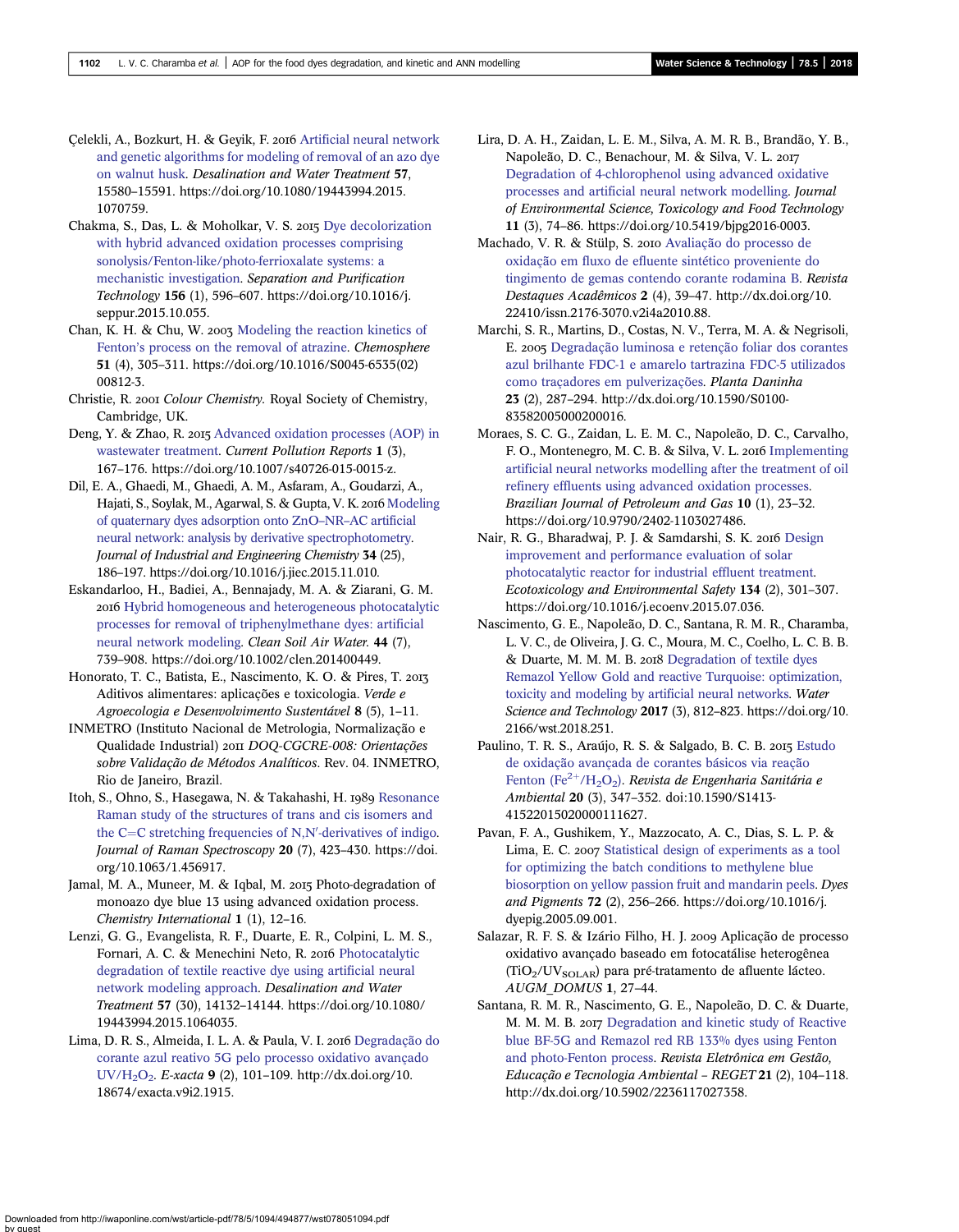Çelekli, A., Bozkurt, H. & Geyik, F. 2016 Artificial neural network and genetic algorithms for modeling of removal of an azo dye on walnut husk. *Desalination and Water Treatment* **57**, 15580–15591. https://doi.org/10.1080/19443994.2015.1070759.

Chakma, S., Das, L. & Moholkar, V. S. 2015 Dye decolorization with hybrid advanced oxidation processes comprising sonolysis/Fenton-like/photo-ferrioxalate systems: a mechanistic investigation. *Separation and Purification Technology* **156** (1), 596–607. https://doi.org/10.1016/j.seppur.2015.10.055.

Chan, K. H. & Chu, W. 2003 Modeling the reaction kinetics of Fenton's process on the removal of atrazine. *Chemosphere* **51** (4), 305–311. https://doi.org/10.1016/S0045-6535(02)00812-3.

Christie, R. 2001 *Colour Chemistry*. Royal Society of Chemistry, Cambridge, UK.

Deng, Y. & Zhao, R. 2015 Advanced oxidation processes (AOP) in wastewater treatment. *Current Pollution Reports* **1** (3), 167–176. https://doi.org/10.1007/s40726-015-0015-z.

Dil, E. A., Ghaedi, M., Ghaedi, A. M., Asfaram, A., Goudarzi, A., Hajati, S., Soylak, M., Agarwal, S. & Gupta, V. K. 2016 Modeling of quaternary dyes adsorption onto ZnO–NR–AC artificial neural network: analysis by derivative spectrophotometry. *Journal of Industrial and Engineering Chemistry* **34** (25), 186–197. https://doi.org/10.1016/j.jiec.2015.11.010.

Eskandarloo, H., Badiei, A., Bennajady, M. A. & Ziarani, G. M. 2016 Hybrid homogeneous and heterogeneous photocatalytic processes for removal of triphenylmethane dyes: artificial neural network modeling. *Clean Soil Air Water.* **44** (7), 739–908. https://doi.org/10.1002/clen.201400449.

Honorato, T. C., Batista, E., Nascimento, K. O. & Pires, T. 2013 Aditivos alimentares: aplicações e toxicologia. *Verde e Agroecologia e Desenvolvimento Sustentável* **8** (5), 1–11.

INMETRO (Instituto Nacional de Metrologia, Normalização e Qualidade Industrial) 2011 *DOQ-CGCRE-008: Orientações sobre Validação de Métodos Analíticos*. Rev. 04. INMETRO, Rio de Janeiro, Brazil.

Itoh, S., Ohno, S., Hasegawa, N. & Takahashi, H. 1989 Resonance Raman study of the structures of trans and cis isomers and the C=C stretching frequencies of N,N′-derivatives of indigo. *Journal of Raman Spectroscopy* **20** (7), 423–430. https://doi.org/10.1063/1.456917.

Jamal, M. A., Muneer, M. & Iqbal, M. 2015 Photo-degradation of monoazo dye blue 13 using advanced oxidation process. *Chemistry International* **1** (1), 12–16.

Lenzi, G. G., Evangelista, R. F., Duarte, E. R., Colpini, L. M. S., Fornari, A. C. & Menechini Neto, R. 2016 Photocatalytic degradation of textile reactive dye using artificial neural network modeling approach. *Desalination and Water Treatment* **57** (30), 14132–14144. https://doi.org/10.1080/19443994.2015.1064035.

Lima, D. R. S., Almeida, I. L. A. & Paula, V. I. 2016 Degradação do corante azul reativo 5G pelo processo oxidativo avançado $UV/H_2O_2$. *E-xacta* **9** (2), 101–109. http://dx.doi.org/10.18674/exacta.v9i2.1915.

Lira, D. A. H., Zaidan, L. E. M., Silva, A. M. R. B., Brandão, Y. B., Napoleão, D. C., Benachour, M. & Silva, V. L. 2017 Degradation of 4-chlorophenol using advanced oxidative processes and artificial neural network modelling. *Journal of Environmental Science, Toxicology and Food Technology* **11** (3), 74–86. https://doi.org/10.5419/bjpg2016-0003.

Machado, V. R. & Stülp, S. 2010 Avaliação do processo de oxidação em fluxo de efluente sintético proveniente do tingimento de gemas contendo corante rodamina B. *Revista Destaques Acadêmicos* **2** (4), 39–47. http://dx.doi.org/10.22410/issn.2176-3070.v2i4a2010.88.

Marchi, S. R., Martins, D., Costas, N. V., Terra, M. A. & Negrisoli, E. 2005 Degradação luminosa e retenção foliar dos corantes azul brilhante FDC-1 e amarelo tartrazina FDC-5 utilizados como traçadores em pulverizações. *Planta Daninha* **23** (2), 287–294. http://dx.doi.org/10.1590/S0100-83582005000200016.

Moraes, S. C. G., Zaidan, L. E. M. C., Napoleão, D. C., Carvalho, F. O., Montenegro, M. C. B. & Silva, V. L. 2016 Implementing artificial neural networks modelling after the treatment of oil refinery effluents using advanced oxidation processes. *Brazilian Journal of Petroleum and Gas* **10** (1), 23–32. https://doi.org/10.9790/2402-1103027486.

Nair, R. G., Bharadwaj, P. J. & Samdarshi, S. K. 2016 Design improvement and performance evaluation of solar photocatalytic reactor for industrial effluent treatment. *Ecotoxicology and Environmental Safety* **134** (2), 301–307. https://doi.org/10.1016/j.ecoenv.2015.07.036.

Nascimento, G. E., Napoleão, D. C., Santana, R. M. R., Charamba, L. V. C., de Oliveira, J. G. C., Moura, M. C., Coelho, L. C. B. B. & Duarte, M. M. M. B. 2018 Degradation of textile dyes Remazol Yellow Gold and reactive Turquoise: optimization, toxicity and modeling by artificial neural networks. *Water Science and Technology* **2017** (3), 812–823. https://doi.org/10.2166/wst.2018.251.

Paulino, T. R. S., Araújo, R. S. & Salgado, B. C. B. 2015 Estudo de oxidação avançada de corantes básicos via reação Fenton ($Fe^{2+}/H_2O_2$). *Revista de Engenharia Sanitária e Ambiental* **20** (3), 347–352. doi:10.1590/S1413-41522015020000111627.

Pavan, F. A., Gushikem, Y., Mazzocato, A. C., Dias, S. L. P. & Lima, E. C. 2007 Statistical design of experiments as a tool for optimizing the batch conditions to methylene blue biosorption on yellow passion fruit and mandarin peels. *Dyes and Pigments* **72** (2), 256–266. https://doi.org/10.1016/j.dyepig.2005.09.001.

Salazar, R. F. S. & Izário Filho, H. J. 2009 Aplicação de processo oxidativo avançado baseado em fotocatálise heterogênea ($TiO_2/UV_{SOLAR}$) para pré-tratamento de afluente lácteo. *AUGM_DOMUS* **1**, 27–44.

Santana, R. M. R., Nascimento, G. E., Napoleão, D. C. & Duarte, M. M. M. B. 2017 Degradation and kinetic study of Reactive blue BF-5G and Remazol red RB 133% dyes using Fenton and photo-Fenton process. *Revista Eletrônica em Gestão, Educação e Tecnologia Ambiental – REGET* **21** (2), 104–118. http://dx.doi.org/10.5902/2236117027358.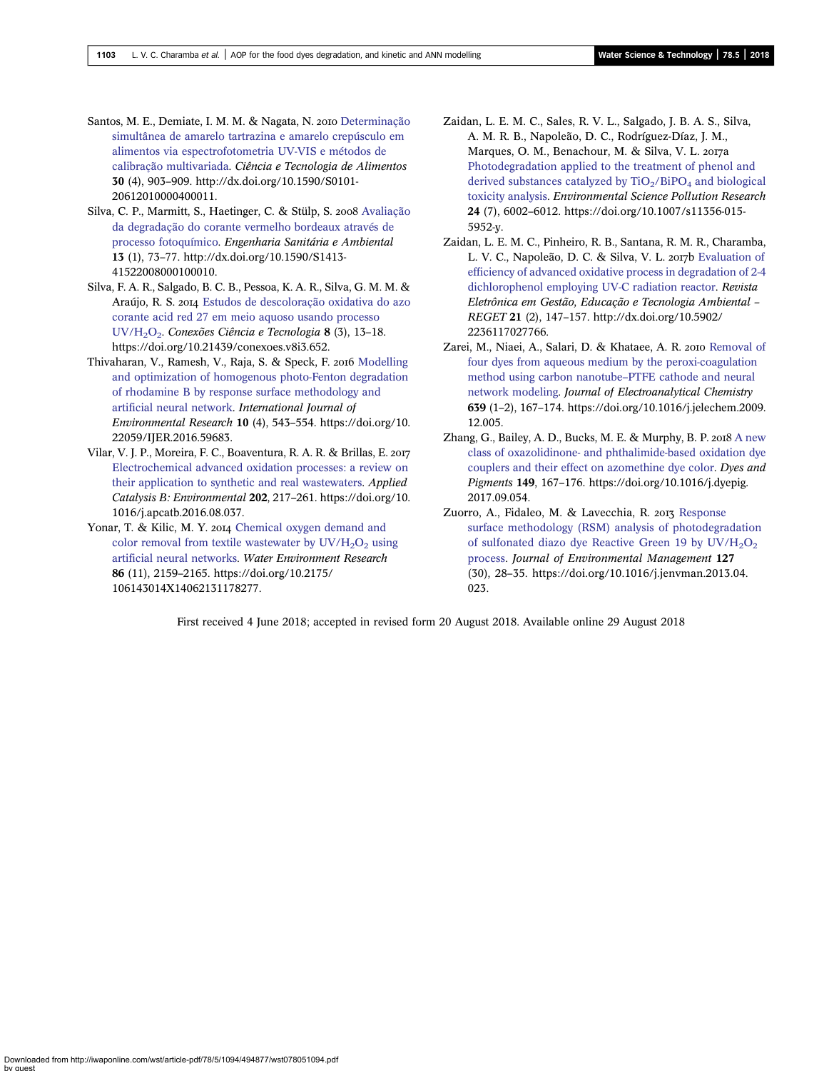Santos, M. E., Demiate, I. M. M. & Nagata, N. 2010 Determinação simultânea de amarelo tartrazina e amarelo crepúsculo em alimentos via espectrofotometria UV-VIS e métodos de calibração multivariada. *Ciência e Tecnologia de Alimentos* **30** (4), 903–909. http://dx.doi.org/10.1590/S0101-20612010000400011.

Silva, C. P., Marmitt, S., Haetinger, C. & Stülp, S. 2008 Avaliação da degradação do corante vermelho bordeaux através de processo fotoquímico. *Engenharia Sanitária e Ambiental* **13** (1), 73–77. http://dx.doi.org/10.1590/S1413-41522008000100010.

Silva, F. A. R., Salgado, B. C. B., Pessoa, K. A. R., Silva, G. M. M. & Araújo, R. S. 2014 Estudos de descoloração oxidativa do azo corante acid red 27 em meio aquoso usando processo UV/$H_2O_2$. *Conexões Ciência e Tecnologia* **8** (3), 13–18. https://doi.org/10.21439/conexoes.v8i3.652.

Thivaharan, V., Ramesh, V., Raja, S. & Speck, F. 2016 Modelling and optimization of homogenous photo-Fenton degradation of rhodamine B by response surface methodology and artificial neural network. *International Journal of Environmental Research* **10** (4), 543–554. https://doi.org/10.22059/IJER.2016.59683.

Vilar, V. J. P., Moreira, F. C., Boaventura, R. A. R. & Brillas, E. 2017 Electrochemical advanced oxidation processes: a review on their application to synthetic and real wastewaters. *Applied Catalysis B: Environmental* **202**, 217–261. https://doi.org/10.1016/j.apcatb.2016.08.037.

Yonar, T. & Kilic, M. Y. 2014 Chemical oxygen demand and color removal from textile wastewater by UV/$H_2O_2$ using artificial neural networks. *Water Environment Research* **86** (11), 2159–2165. https://doi.org/10.2175/106143014X14062131178277.

Zaidan, L. E. M. C., Sales, R. V. L., Salgado, J. B. A. S., Silva, A. M. R. B., Napoleão, D. C., Rodríguez-Díaz, J. M., Marques, O. M., Benachour, M. & Silva, V. L. 2017a Photodegradation applied to the treatment of phenol and derived substances catalyzed by $TiO_2$/$BiPO_4$ and biological toxicity analysis. *Environmental Science Pollution Research* **24** (7), 6002–6012. https://doi.org/10.1007/s11356-015-5952-y.

Zaidan, L. E. M. C., Pinheiro, R. B., Santana, R. M. R., Charamba, L. V. C., Napoleão, D. C. & Silva, V. L. 2017b Evaluation of efficiency of advanced oxidative process in degradation of 2-4 dichlorophenol employing UV-C radiation reactor. *Revista Eletrônica em Gestão, Educação e Tecnologia Ambiental – REGET* **21** (2), 147–157. http://dx.doi.org/10.5902/2236117027766.

Zarei, M., Niaei, A., Salari, D. & Khataee, A. R. 2010 Removal of four dyes from aqueous medium by the peroxi-coagulation method using carbon nanotube–PTFE cathode and neural network modeling. *Journal of Electroanalytical Chemistry* **639** (1–2), 167–174. https://doi.org/10.1016/j.jelechem.2009.12.005.

Zhang, G., Bailey, A. D., Bucks, M. E. & Murphy, B. P. 2018 A new class of oxazolidinone- and phthalimide-based oxidation dye couplers and their effect on azomethine dye color. *Dyes and Pigments* **149**, 167–176. https://doi.org/10.1016/j.dyepig.2017.09.054.

Zuorro, A., Fidaleo, M. & Lavecchia, R. 2013 Response surface methodology (RSM) analysis of photodegradation of sulfonated diazo dye Reactive Green 19 by UV/$H_2O_2$ process. *Journal of Environmental Management* **127** (30), 28–35. https://doi.org/10.1016/j.jenvman.2013.04.023.

First received 4 June 2018; accepted in revised form 20 August 2018. Available online 29 August 2018